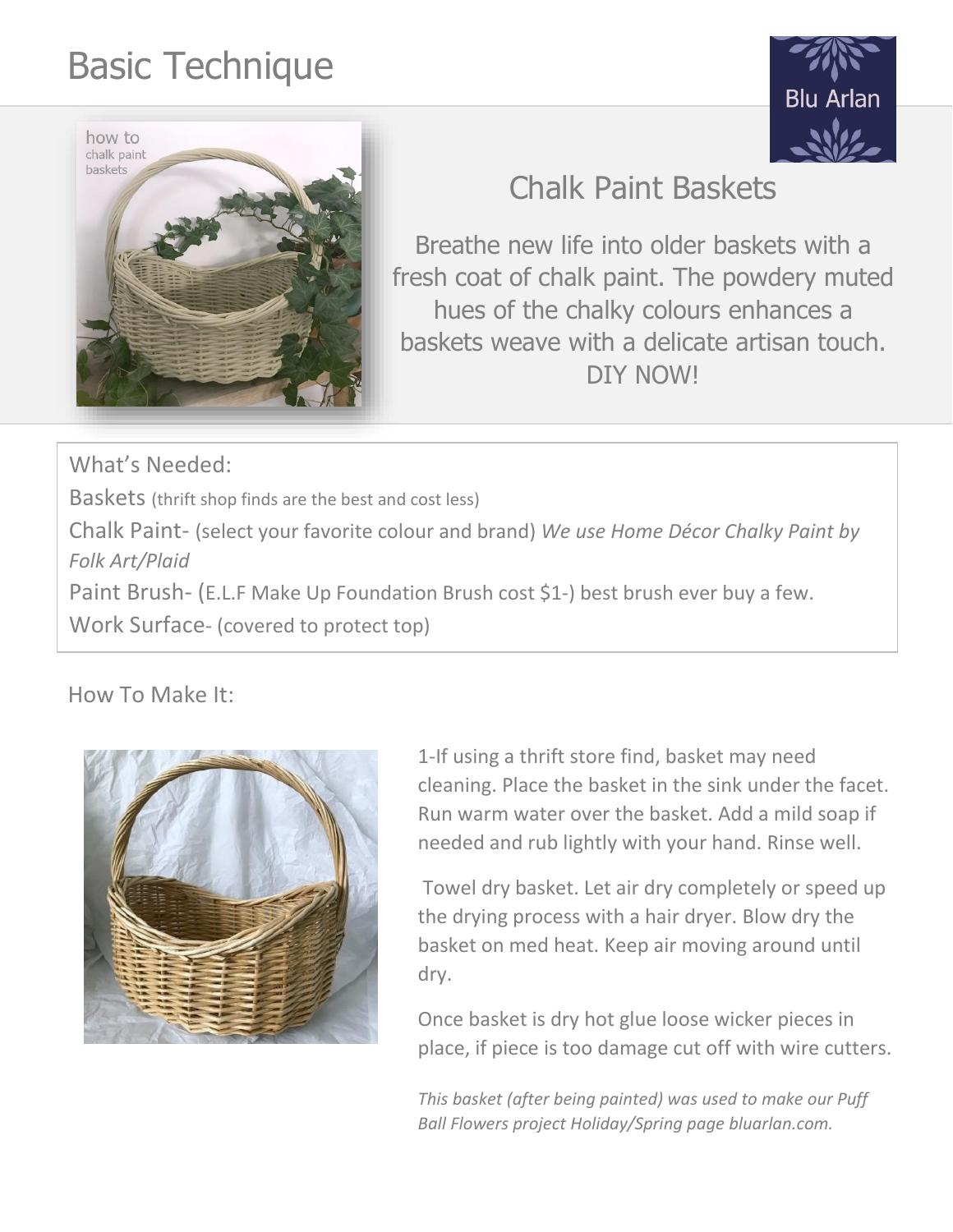# Basic Technique

## Chalk Paint Baskets

Breathe new life into older baskets with a fresh coat of chalk paint. The powdery muted hues of the chalky colours enhances a baskets weave with a delicate artisan touch. DIY NOW!

What's Needed:

Baskets (thrift shop finds are the best and cost less)

Chalk Paint- (select your favorite colour and brand) *We use Home Décor Chalky Paint by Folk Art/Plaid*

Paint Brush- (E.L.F Make Up Foundation Brush cost $1-) best brush ever buy a few.

Work Surface- (covered to protect top)

How To Make It:

1-If using a thrift store find, basket may need cleaning. Place the basket in the sink under the facet. Run warm water over the basket. Add a mild soap if needed and rub lightly with your hand. Rinse well.

Towel dry basket. Let air dry completely or speed up the drying process with a hair dryer. Blow dry the basket on med heat. Keep air moving around until dry.

Once basket is dry hot glue loose wicker pieces in place, if piece is too damage cut off with wire cutters.

*This basket (after being painted) was used to make our Puff Ball Flowers project Holiday/Spring page bluarlan.com.*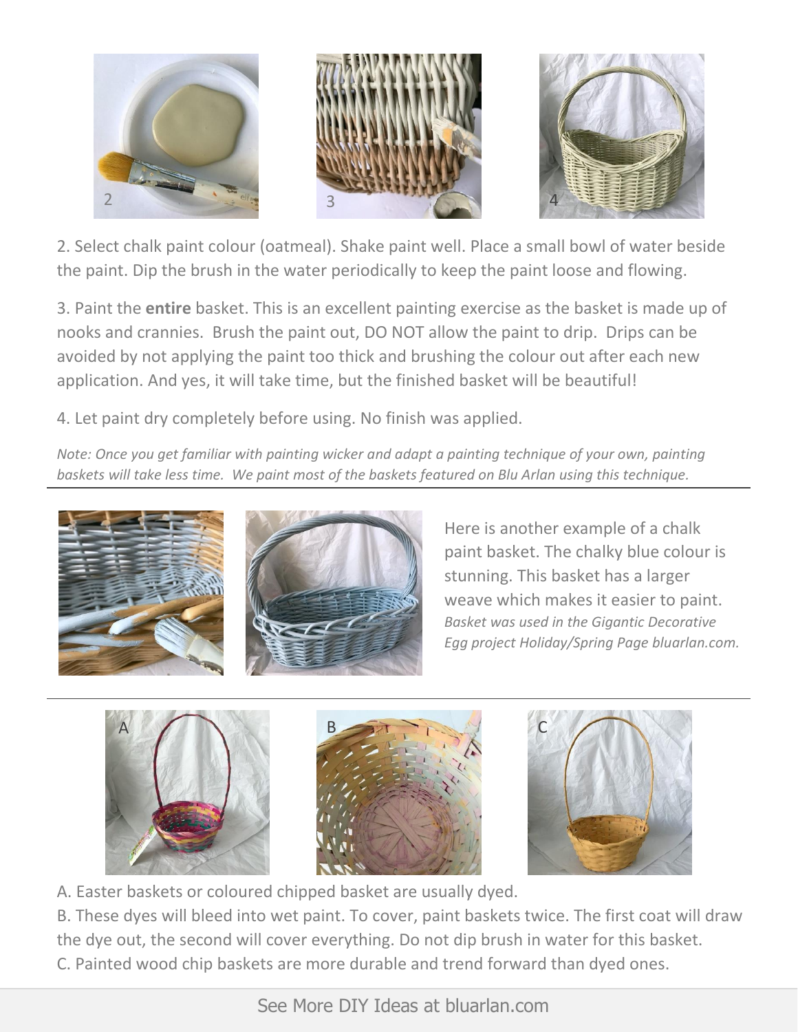2. Select chalk paint colour (oatmeal). Shake paint well. Place a small bowl of water beside the paint. Dip the brush in the water periodically to keep the paint loose and flowing.

3. Paint the **entire** basket. This is an excellent painting exercise as the basket is made up of nooks and crannies. Brush the paint out, DO NOT allow the paint to drip. Drips can be avoided by not applying the paint too thick and brushing the colour out after each new application. And yes, it will take time, but the finished basket will be beautiful!

4. Let paint dry completely before using. No finish was applied.

*Note: Once you get familiar with painting wicker and adapt a painting technique of your own, painting baskets will take less time. We paint most of the baskets featured on Blu Arlan using this technique.*

---

Here is another example of a chalk paint basket. The chalky blue colour is stunning. This basket has a larger weave which makes it easier to paint. *Basket was used in the Gigantic Decorative Egg project Holiday/Spring Page bluarlan.com.*

---

A. Easter baskets or coloured chipped basket are usually dyed.

B. These dyes will bleed into wet paint. To cover, paint baskets twice. The first coat will draw the dye out, the second will cover everything. Do not dip brush in water for this basket.

C. Painted wood chip baskets are more durable and trend forward than dyed ones.

See More DIY Ideas at bluarlan.com